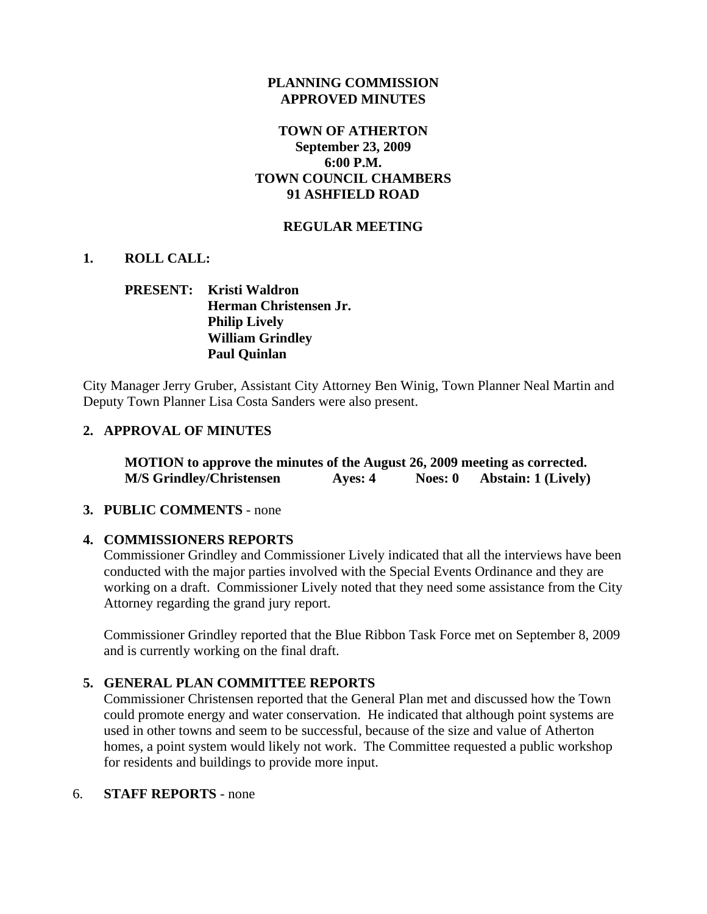# PLANNING COMMISSION APPROVED MINUTES

## TOWN OF ATHERTON
**September 23, 2009**
**6:00 P.M.**
**TOWN COUNCIL CHAMBERS**
**91 ASHFIELD ROAD**

### REGULAR MEETING

**1. ROLL CALL:**

**PRESENT:** **Kristi Waldron**
**Herman Christensen Jr.**
**Philip Lively**
**William Grindley**
**Paul Quinlan**

City Manager Jerry Gruber, Assistant City Attorney Ben Winig, Town Planner Neal Martin and Deputy Town Planner Lisa Costa Sanders were also present.

**2. APPROVAL OF MINUTES**

**MOTION to approve the minutes of the August 26, 2009 meeting as corrected.**
**M/S Grindley/Christensen Ayes: 4 Noes: 0 Abstain: 1 (Lively)**

**3. PUBLIC COMMENTS** - none

**4. COMMISSIONERS REPORTS**

Commissioner Grindley and Commissioner Lively indicated that all the interviews have been conducted with the major parties involved with the Special Events Ordinance and they are working on a draft. Commissioner Lively noted that they need some assistance from the City Attorney regarding the grand jury report.

Commissioner Grindley reported that the Blue Ribbon Task Force met on September 8, 2009 and is currently working on the final draft.

**5. GENERAL PLAN COMMITTEE REPORTS**

Commissioner Christensen reported that the General Plan met and discussed how the Town could promote energy and water conservation. He indicated that although point systems are used in other towns and seem to be successful, because of the size and value of Atherton homes, a point system would likely not work. The Committee requested a public workshop for residents and buildings to provide more input.

6. **STAFF REPORTS** - none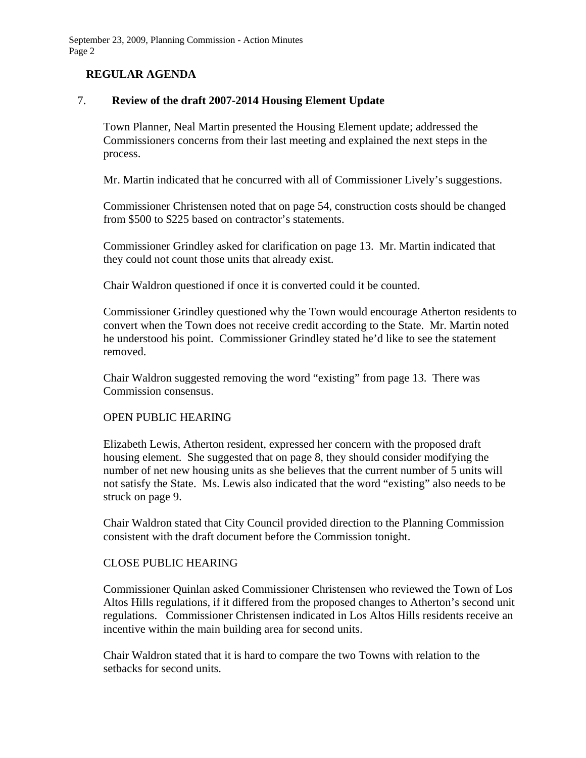## REGULAR AGENDA

7. **Review of the draft 2007-2014 Housing Element Update**

Town Planner, Neal Martin presented the Housing Element update; addressed the Commissioners concerns from their last meeting and explained the next steps in the process.

Mr. Martin indicated that he concurred with all of Commissioner Lively's suggestions.

Commissioner Christensen noted that on page 54, construction costs should be changed from $500 to $225 based on contractor's statements.

Commissioner Grindley asked for clarification on page 13. Mr. Martin indicated that they could not count those units that already exist.

Chair Waldron questioned if once it is converted could it be counted.

Commissioner Grindley questioned why the Town would encourage Atherton residents to convert when the Town does not receive credit according to the State. Mr. Martin noted he understood his point. Commissioner Grindley stated he'd like to see the statement removed.

Chair Waldron suggested removing the word "existing" from page 13. There was Commission consensus.

OPEN PUBLIC HEARING

Elizabeth Lewis, Atherton resident, expressed her concern with the proposed draft housing element. She suggested that on page 8, they should consider modifying the number of net new housing units as she believes that the current number of 5 units will not satisfy the State. Ms. Lewis also indicated that the word "existing" also needs to be struck on page 9.

Chair Waldron stated that City Council provided direction to the Planning Commission consistent with the draft document before the Commission tonight.

CLOSE PUBLIC HEARING

Commissioner Quinlan asked Commissioner Christensen who reviewed the Town of Los Altos Hills regulations, if it differed from the proposed changes to Atherton's second unit regulations. Commissioner Christensen indicated in Los Altos Hills residents receive an incentive within the main building area for second units.

Chair Waldron stated that it is hard to compare the two Towns with relation to the setbacks for second units.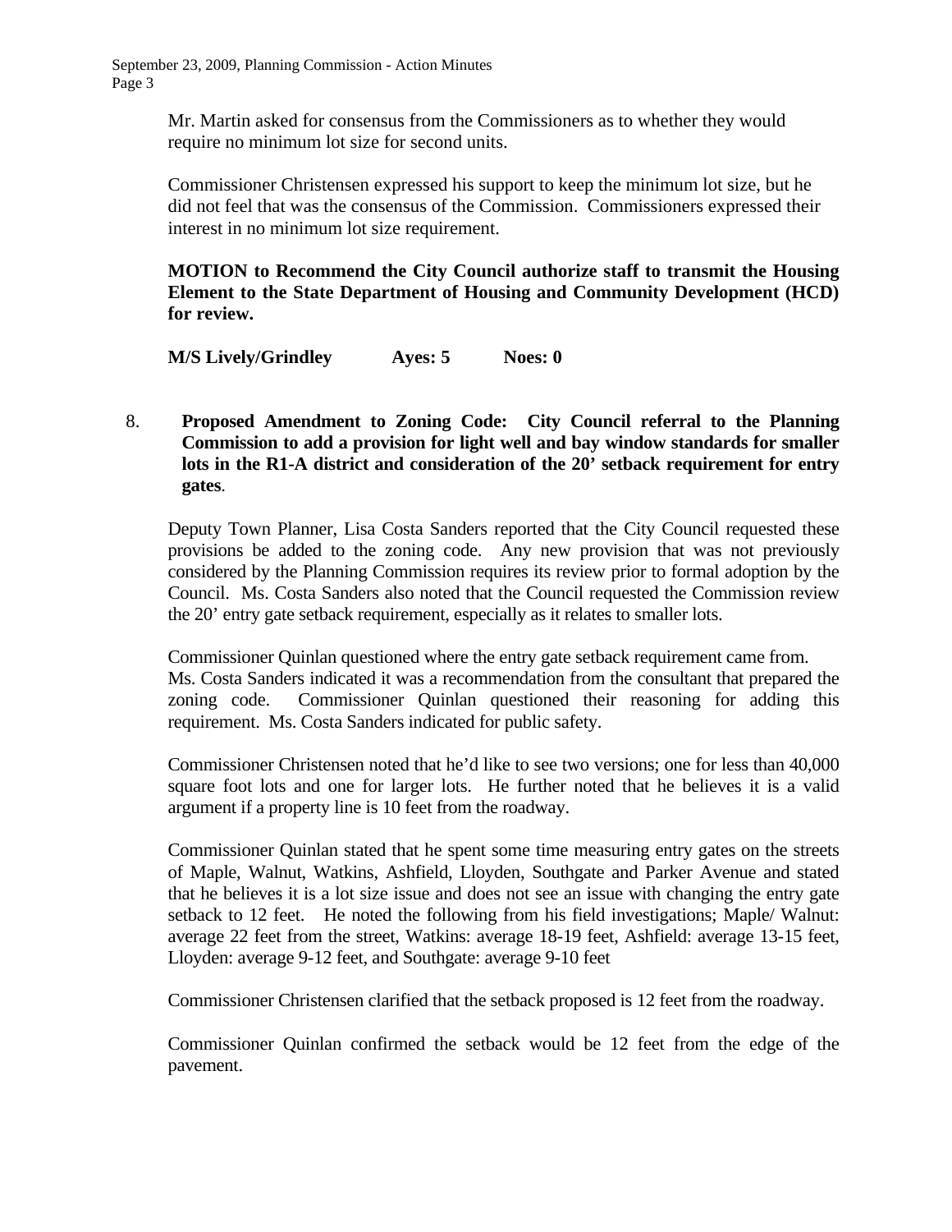Mr. Martin asked for consensus from the Commissioners as to whether they would require no minimum lot size for second units.

Commissioner Christensen expressed his support to keep the minimum lot size, but he did not feel that was the consensus of the Commission. Commissioners expressed their interest in no minimum lot size requirement.

**MOTION to Recommend the City Council authorize staff to transmit the Housing Element to the State Department of Housing and Community Development (HCD) for review.**

**M/S Lively/Grindley Ayes: 5 Noes: 0**

8. **Proposed Amendment to Zoning Code: City Council referral to the Planning Commission to add a provision for light well and bay window standards for smaller lots in the R1-A district and consideration of the 20' setback requirement for entry gates**.

Deputy Town Planner, Lisa Costa Sanders reported that the City Council requested these provisions be added to the zoning code. Any new provision that was not previously considered by the Planning Commission requires its review prior to formal adoption by the Council. Ms. Costa Sanders also noted that the Council requested the Commission review the 20' entry gate setback requirement, especially as it relates to smaller lots.

Commissioner Quinlan questioned where the entry gate setback requirement came from. Ms. Costa Sanders indicated it was a recommendation from the consultant that prepared the zoning code. Commissioner Quinlan questioned their reasoning for adding this requirement. Ms. Costa Sanders indicated for public safety.

Commissioner Christensen noted that he'd like to see two versions; one for less than 40,000 square foot lots and one for larger lots. He further noted that he believes it is a valid argument if a property line is 10 feet from the roadway.

Commissioner Quinlan stated that he spent some time measuring entry gates on the streets of Maple, Walnut, Watkins, Ashfield, Lloyden, Southgate and Parker Avenue and stated that he believes it is a lot size issue and does not see an issue with changing the entry gate setback to 12 feet. He noted the following from his field investigations; Maple/ Walnut: average 22 feet from the street, Watkins: average 18-19 feet, Ashfield: average 13-15 feet, Lloyden: average 9-12 feet, and Southgate: average 9-10 feet

Commissioner Christensen clarified that the setback proposed is 12 feet from the roadway.

Commissioner Quinlan confirmed the setback would be 12 feet from the edge of the pavement.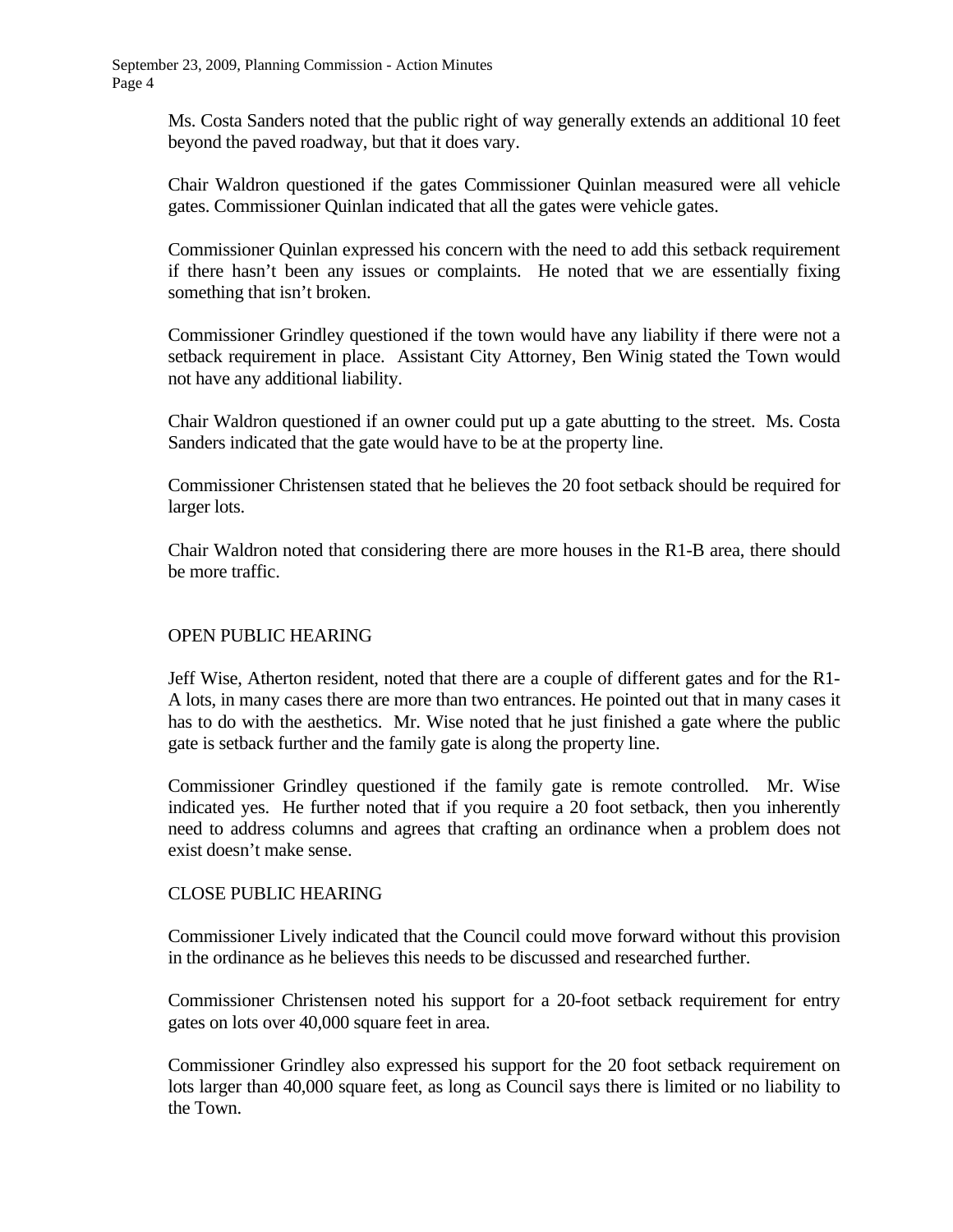Ms. Costa Sanders noted that the public right of way generally extends an additional 10 feet beyond the paved roadway, but that it does vary.

Chair Waldron questioned if the gates Commissioner Quinlan measured were all vehicle gates. Commissioner Quinlan indicated that all the gates were vehicle gates.

Commissioner Quinlan expressed his concern with the need to add this setback requirement if there hasn't been any issues or complaints. He noted that we are essentially fixing something that isn't broken.

Commissioner Grindley questioned if the town would have any liability if there were not a setback requirement in place. Assistant City Attorney, Ben Winig stated the Town would not have any additional liability.

Chair Waldron questioned if an owner could put up a gate abutting to the street. Ms. Costa Sanders indicated that the gate would have to be at the property line.

Commissioner Christensen stated that he believes the 20 foot setback should be required for larger lots.

Chair Waldron noted that considering there are more houses in the R1-B area, there should be more traffic.

OPEN PUBLIC HEARING

Jeff Wise, Atherton resident, noted that there are a couple of different gates and for the R1-A lots, in many cases there are more than two entrances. He pointed out that in many cases it has to do with the aesthetics. Mr. Wise noted that he just finished a gate where the public gate is setback further and the family gate is along the property line.

Commissioner Grindley questioned if the family gate is remote controlled. Mr. Wise indicated yes. He further noted that if you require a 20 foot setback, then you inherently need to address columns and agrees that crafting an ordinance when a problem does not exist doesn't make sense.

CLOSE PUBLIC HEARING

Commissioner Lively indicated that the Council could move forward without this provision in the ordinance as he believes this needs to be discussed and researched further.

Commissioner Christensen noted his support for a 20-foot setback requirement for entry gates on lots over 40,000 square feet in area.

Commissioner Grindley also expressed his support for the 20 foot setback requirement on lots larger than 40,000 square feet, as long as Council says there is limited or no liability to the Town.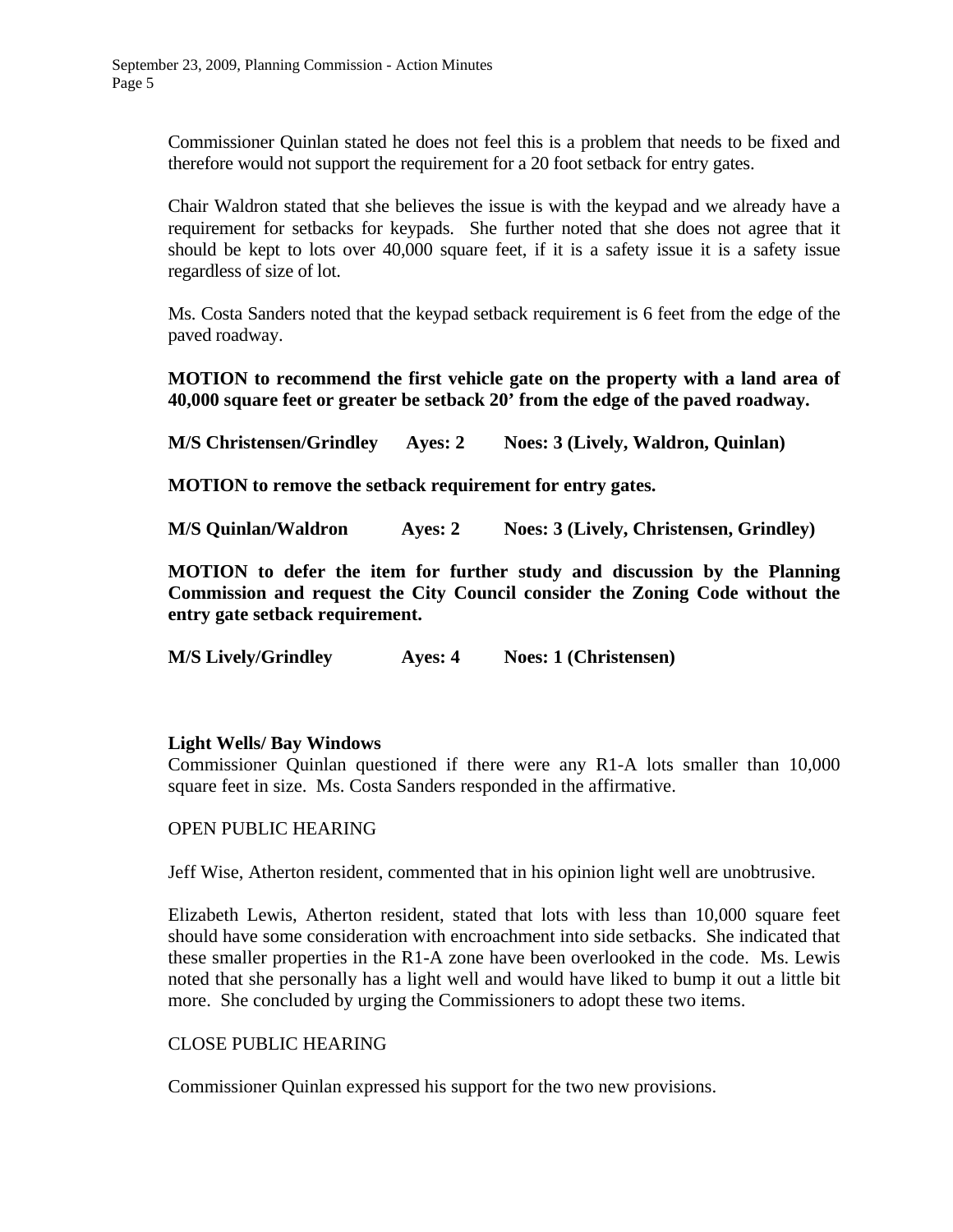Commissioner Quinlan stated he does not feel this is a problem that needs to be fixed and therefore would not support the requirement for a 20 foot setback for entry gates.

Chair Waldron stated that she believes the issue is with the keypad and we already have a requirement for setbacks for keypads. She further noted that she does not agree that it should be kept to lots over 40,000 square feet, if it is a safety issue it is a safety issue regardless of size of lot.

Ms. Costa Sanders noted that the keypad setback requirement is 6 feet from the edge of the paved roadway.

**MOTION to recommend the first vehicle gate on the property with a land area of 40,000 square feet or greater be setback 20' from the edge of the paved roadway.**

**M/S Christensen/Grindley Ayes: 2 Noes: 3 (Lively, Waldron, Quinlan)**

**MOTION to remove the setback requirement for entry gates.**

**M/S Quinlan/Waldron Ayes: 2 Noes: 3 (Lively, Christensen, Grindley)**

**MOTION to defer the item for further study and discussion by the Planning Commission and request the City Council consider the Zoning Code without the entry gate setback requirement.**

**M/S Lively/Grindley Ayes: 4 Noes: 1 (Christensen)**

**Light Wells/ Bay Windows**

Commissioner Quinlan questioned if there were any R1-A lots smaller than 10,000 square feet in size. Ms. Costa Sanders responded in the affirmative.

OPEN PUBLIC HEARING

Jeff Wise, Atherton resident, commented that in his opinion light well are unobtrusive.

Elizabeth Lewis, Atherton resident, stated that lots with less than 10,000 square feet should have some consideration with encroachment into side setbacks. She indicated that these smaller properties in the R1-A zone have been overlooked in the code. Ms. Lewis noted that she personally has a light well and would have liked to bump it out a little bit more. She concluded by urging the Commissioners to adopt these two items.

CLOSE PUBLIC HEARING

Commissioner Quinlan expressed his support for the two new provisions.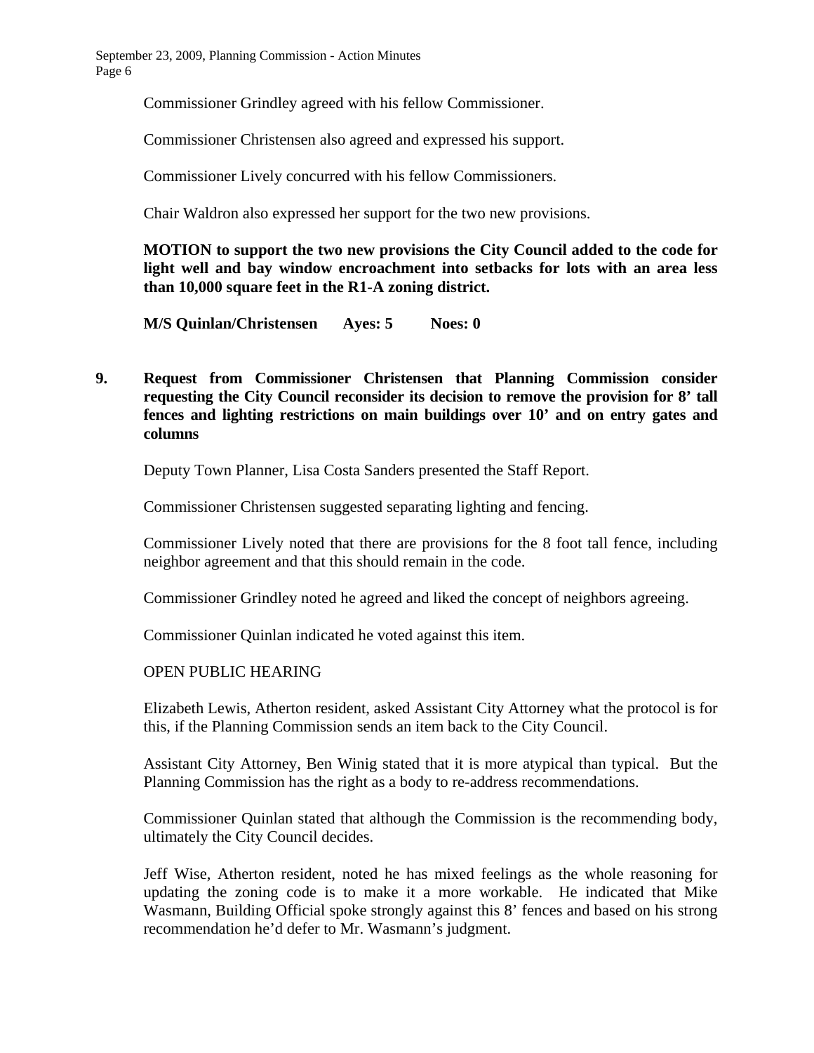Commissioner Grindley agreed with his fellow Commissioner.

Commissioner Christensen also agreed and expressed his support.

Commissioner Lively concurred with his fellow Commissioners.

Chair Waldron also expressed her support for the two new provisions.

**MOTION to support the two new provisions the City Council added to the code for light well and bay window encroachment into setbacks for lots with an area less than 10,000 square feet in the R1-A zoning district.**

**M/S Quinlan/Christensen Ayes: 5 Noes: 0**

**9. Request from Commissioner Christensen that Planning Commission consider requesting the City Council reconsider its decision to remove the provision for 8' tall fences and lighting restrictions on main buildings over 10' and on entry gates and columns**

Deputy Town Planner, Lisa Costa Sanders presented the Staff Report.

Commissioner Christensen suggested separating lighting and fencing.

Commissioner Lively noted that there are provisions for the 8 foot tall fence, including neighbor agreement and that this should remain in the code.

Commissioner Grindley noted he agreed and liked the concept of neighbors agreeing.

Commissioner Quinlan indicated he voted against this item.

OPEN PUBLIC HEARING

Elizabeth Lewis, Atherton resident, asked Assistant City Attorney what the protocol is for this, if the Planning Commission sends an item back to the City Council.

Assistant City Attorney, Ben Winig stated that it is more atypical than typical. But the Planning Commission has the right as a body to re-address recommendations.

Commissioner Quinlan stated that although the Commission is the recommending body, ultimately the City Council decides.

Jeff Wise, Atherton resident, noted he has mixed feelings as the whole reasoning for updating the zoning code is to make it a more workable. He indicated that Mike Wasmann, Building Official spoke strongly against this 8' fences and based on his strong recommendation he'd defer to Mr. Wasmann's judgment.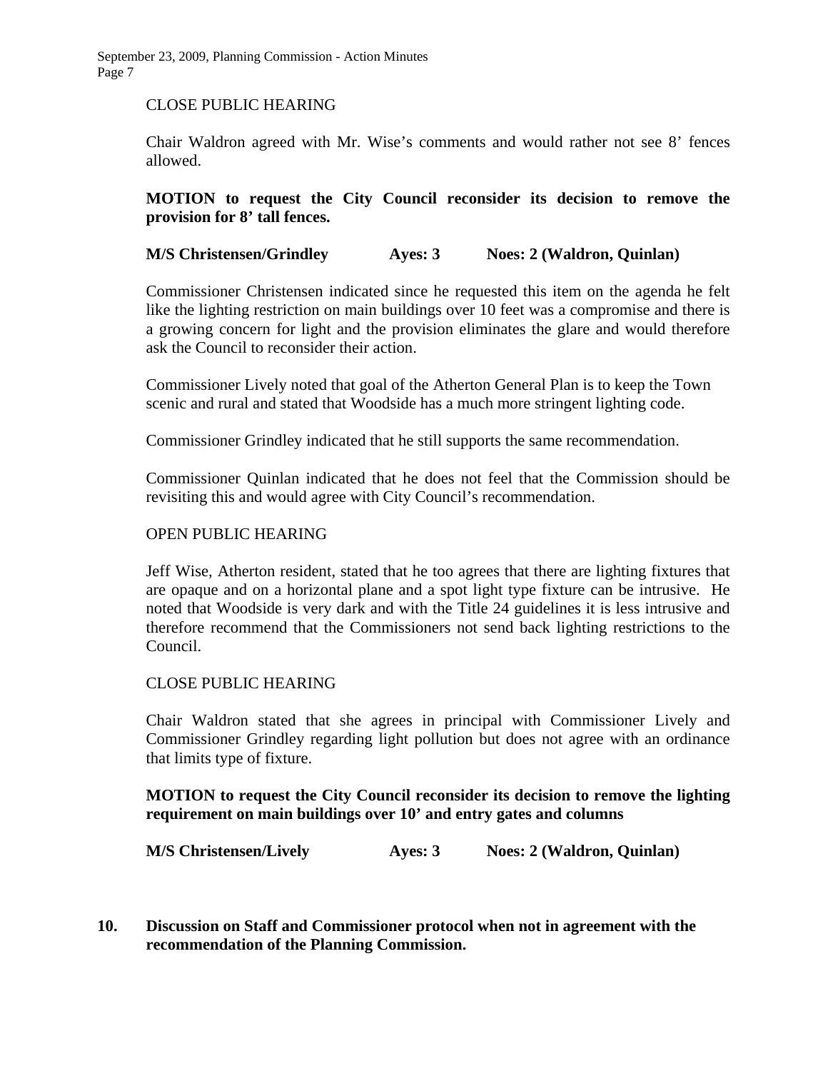CLOSE PUBLIC HEARING

Chair Waldron agreed with Mr. Wise's comments and would rather not see 8' fences allowed.

**MOTION to request the City Council reconsider its decision to remove the provision for 8' tall fences.**

**M/S Christensen/Grindley Ayes: 3 Noes: 2 (Waldron, Quinlan)**

Commissioner Christensen indicated since he requested this item on the agenda he felt like the lighting restriction on main buildings over 10 feet was a compromise and there is a growing concern for light and the provision eliminates the glare and would therefore ask the Council to reconsider their action.

Commissioner Lively noted that goal of the Atherton General Plan is to keep the Town scenic and rural and stated that Woodside has a much more stringent lighting code.

Commissioner Grindley indicated that he still supports the same recommendation.

Commissioner Quinlan indicated that he does not feel that the Commission should be revisiting this and would agree with City Council's recommendation.

OPEN PUBLIC HEARING

Jeff Wise, Atherton resident, stated that he too agrees that there are lighting fixtures that are opaque and on a horizontal plane and a spot light type fixture can be intrusive. He noted that Woodside is very dark and with the Title 24 guidelines it is less intrusive and therefore recommend that the Commissioners not send back lighting restrictions to the Council.

CLOSE PUBLIC HEARING

Chair Waldron stated that she agrees in principal with Commissioner Lively and Commissioner Grindley regarding light pollution but does not agree with an ordinance that limits type of fixture.

**MOTION to request the City Council reconsider its decision to remove the lighting requirement on main buildings over 10' and entry gates and columns**

**M/S Christensen/Lively Ayes: 3 Noes: 2 (Waldron, Quinlan)**

**10. Discussion on Staff and Commissioner protocol when not in agreement with the recommendation of the Planning Commission.**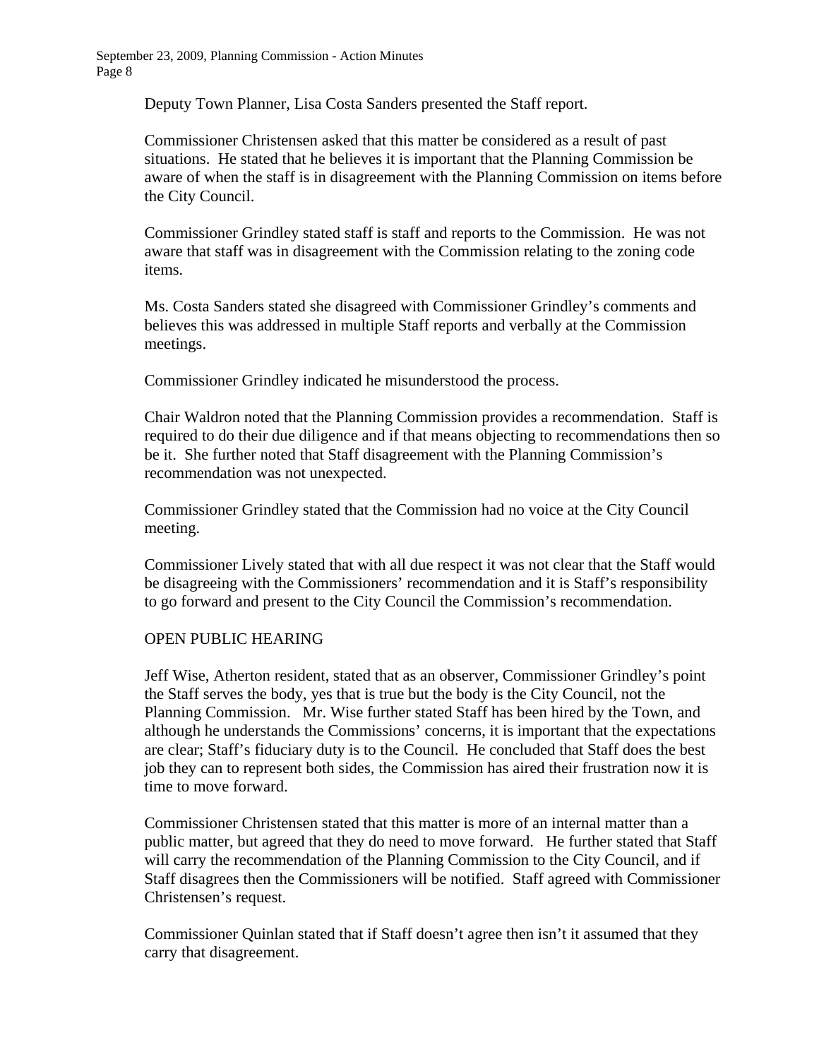Deputy Town Planner, Lisa Costa Sanders presented the Staff report.

Commissioner Christensen asked that this matter be considered as a result of past situations. He stated that he believes it is important that the Planning Commission be aware of when the staff is in disagreement with the Planning Commission on items before the City Council.

Commissioner Grindley stated staff is staff and reports to the Commission. He was not aware that staff was in disagreement with the Commission relating to the zoning code items.

Ms. Costa Sanders stated she disagreed with Commissioner Grindley's comments and believes this was addressed in multiple Staff reports and verbally at the Commission meetings.

Commissioner Grindley indicated he misunderstood the process.

Chair Waldron noted that the Planning Commission provides a recommendation. Staff is required to do their due diligence and if that means objecting to recommendations then so be it. She further noted that Staff disagreement with the Planning Commission's recommendation was not unexpected.

Commissioner Grindley stated that the Commission had no voice at the City Council meeting.

Commissioner Lively stated that with all due respect it was not clear that the Staff would be disagreeing with the Commissioners' recommendation and it is Staff's responsibility to go forward and present to the City Council the Commission's recommendation.

OPEN PUBLIC HEARING

Jeff Wise, Atherton resident, stated that as an observer, Commissioner Grindley's point the Staff serves the body, yes that is true but the body is the City Council, not the Planning Commission. Mr. Wise further stated Staff has been hired by the Town, and although he understands the Commissions' concerns, it is important that the expectations are clear; Staff's fiduciary duty is to the Council. He concluded that Staff does the best job they can to represent both sides, the Commission has aired their frustration now it is time to move forward.

Commissioner Christensen stated that this matter is more of an internal matter than a public matter, but agreed that they do need to move forward. He further stated that Staff will carry the recommendation of the Planning Commission to the City Council, and if Staff disagrees then the Commissioners will be notified. Staff agreed with Commissioner Christensen's request.

Commissioner Quinlan stated that if Staff doesn't agree then isn't it assumed that they carry that disagreement.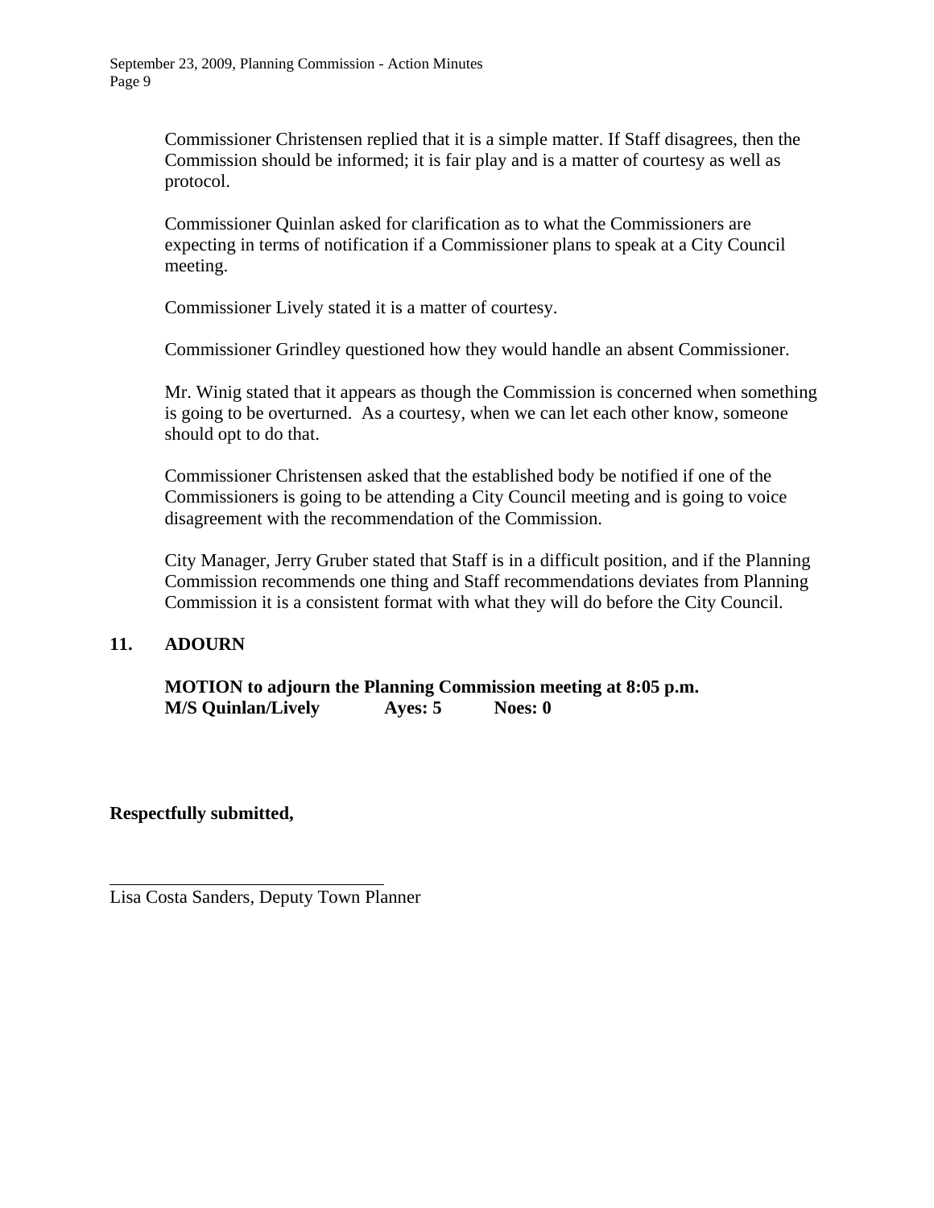Commissioner Christensen replied that it is a simple matter. If Staff disagrees, then the Commission should be informed; it is fair play and is a matter of courtesy as well as protocol.

Commissioner Quinlan asked for clarification as to what the Commissioners are expecting in terms of notification if a Commissioner plans to speak at a City Council meeting.

Commissioner Lively stated it is a matter of courtesy.

Commissioner Grindley questioned how they would handle an absent Commissioner.

Mr. Winig stated that it appears as though the Commission is concerned when something is going to be overturned. As a courtesy, when we can let each other know, someone should opt to do that.

Commissioner Christensen asked that the established body be notified if one of the Commissioners is going to be attending a City Council meeting and is going to voice disagreement with the recommendation of the Commission.

City Manager, Jerry Gruber stated that Staff is in a difficult position, and if the Planning Commission recommends one thing and Staff recommendations deviates from Planning Commission it is a consistent format with what they will do before the City Council.

## 11. ADOURN

**MOTION to adjourn the Planning Commission meeting at 8:05 p.m.**
**M/S Quinlan/Lively Ayes: 5 Noes: 0**

**Respectfully submitted,**

\_\_\_\_\_\_\_\_\_\_\_\_\_\_\_\_\_\_\_\_\_\_\_\_\_\_\_\_\_\_\_\_
Lisa Costa Sanders, Deputy Town Planner